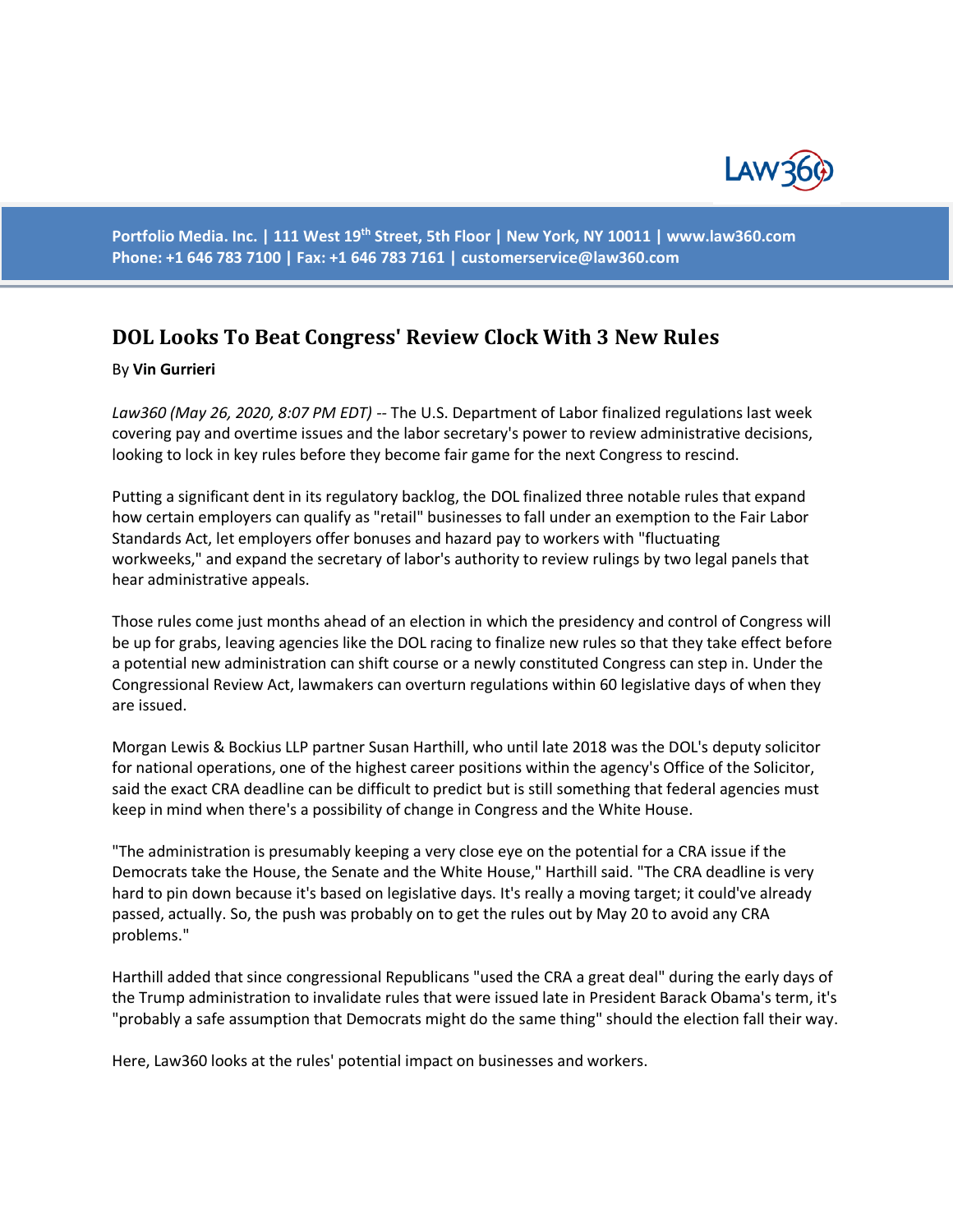Portfolio Media. Inc. | 111 West 19th Street, 5th Floor | New York, NY 10011 | www.law360.com
Phone: +1 646 783 7100 | Fax: +1 646 783 7161 | customerservice@law360.com

# DOL Looks To Beat Congress' Review Clock With 3 New Rules

By **Vin Gurrieri**

*Law360 (May 26, 2020, 8:07 PM EDT)* -- The U.S. Department of Labor finalized regulations last week covering pay and overtime issues and the labor secretary's power to review administrative decisions, looking to lock in key rules before they become fair game for the next Congress to rescind.

Putting a significant dent in its regulatory backlog, the DOL finalized three notable rules that expand how certain employers can qualify as "retail" businesses to fall under an exemption to the Fair Labor Standards Act, let employers offer bonuses and hazard pay to workers with "fluctuating workweeks," and expand the secretary of labor's authority to review rulings by two legal panels that hear administrative appeals.

Those rules come just months ahead of an election in which the presidency and control of Congress will be up for grabs, leaving agencies like the DOL racing to finalize new rules so that they take effect before a potential new administration can shift course or a newly constituted Congress can step in. Under the Congressional Review Act, lawmakers can overturn regulations within 60 legislative days of when they are issued.

Morgan Lewis & Bockius LLP partner Susan Harthill, who until late 2018 was the DOL's deputy solicitor for national operations, one of the highest career positions within the agency's Office of the Solicitor, said the exact CRA deadline can be difficult to predict but is still something that federal agencies must keep in mind when there's a possibility of change in Congress and the White House.

"The administration is presumably keeping a very close eye on the potential for a CRA issue if the Democrats take the House, the Senate and the White House," Harthill said. "The CRA deadline is very hard to pin down because it's based on legislative days. It's really a moving target; it could've already passed, actually. So, the push was probably on to get the rules out by May 20 to avoid any CRA problems."

Harthill added that since congressional Republicans "used the CRA a great deal" during the early days of the Trump administration to invalidate rules that were issued late in President Barack Obama's term, it's "probably a safe assumption that Democrats might do the same thing" should the election fall their way.

Here, Law360 looks at the rules' potential impact on businesses and workers.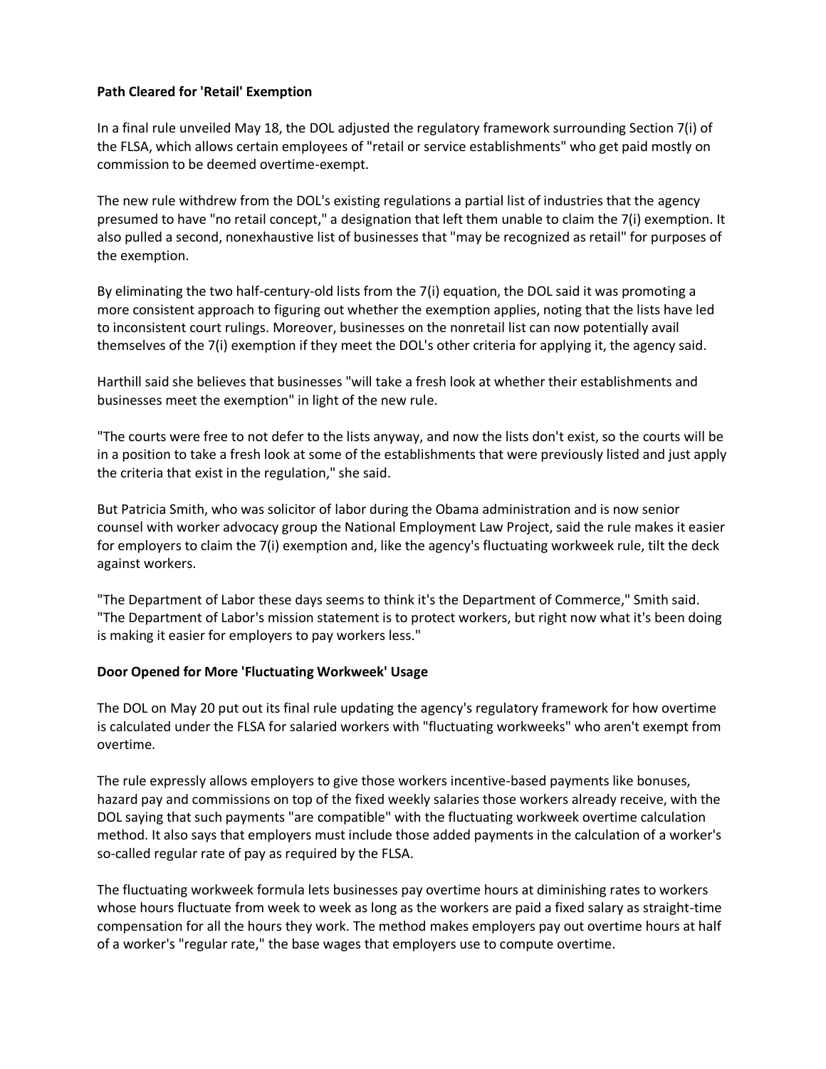**Path Cleared for 'Retail' Exemption**

In a final rule unveiled May 18, the DOL adjusted the regulatory framework surrounding Section 7(i) of the FLSA, which allows certain employees of "retail or service establishments" who get paid mostly on commission to be deemed overtime-exempt.

The new rule withdrew from the DOL's existing regulations a partial list of industries that the agency presumed to have "no retail concept," a designation that left them unable to claim the 7(i) exemption. It also pulled a second, nonexhaustive list of businesses that "may be recognized as retail" for purposes of the exemption.

By eliminating the two half-century-old lists from the 7(i) equation, the DOL said it was promoting a more consistent approach to figuring out whether the exemption applies, noting that the lists have led to inconsistent court rulings. Moreover, businesses on the nonretail list can now potentially avail themselves of the 7(i) exemption if they meet the DOL's other criteria for applying it, the agency said.

Harthill said she believes that businesses "will take a fresh look at whether their establishments and businesses meet the exemption" in light of the new rule.

"The courts were free to not defer to the lists anyway, and now the lists don't exist, so the courts will be in a position to take a fresh look at some of the establishments that were previously listed and just apply the criteria that exist in the regulation," she said.

But Patricia Smith, who was solicitor of labor during the Obama administration and is now senior counsel with worker advocacy group the National Employment Law Project, said the rule makes it easier for employers to claim the 7(i) exemption and, like the agency's fluctuating workweek rule, tilt the deck against workers.

"The Department of Labor these days seems to think it's the Department of Commerce," Smith said. "The Department of Labor's mission statement is to protect workers, but right now what it's been doing is making it easier for employers to pay workers less."

**Door Opened for More 'Fluctuating Workweek' Usage**

The DOL on May 20 put out its final rule updating the agency's regulatory framework for how overtime is calculated under the FLSA for salaried workers with "fluctuating workweeks" who aren't exempt from overtime.

The rule expressly allows employers to give those workers incentive-based payments like bonuses, hazard pay and commissions on top of the fixed weekly salaries those workers already receive, with the DOL saying that such payments "are compatible" with the fluctuating workweek overtime calculation method. It also says that employers must include those added payments in the calculation of a worker's so-called regular rate of pay as required by the FLSA.

The fluctuating workweek formula lets businesses pay overtime hours at diminishing rates to workers whose hours fluctuate from week to week as long as the workers are paid a fixed salary as straight-time compensation for all the hours they work. The method makes employers pay out overtime hours at half of a worker's "regular rate," the base wages that employers use to compute overtime.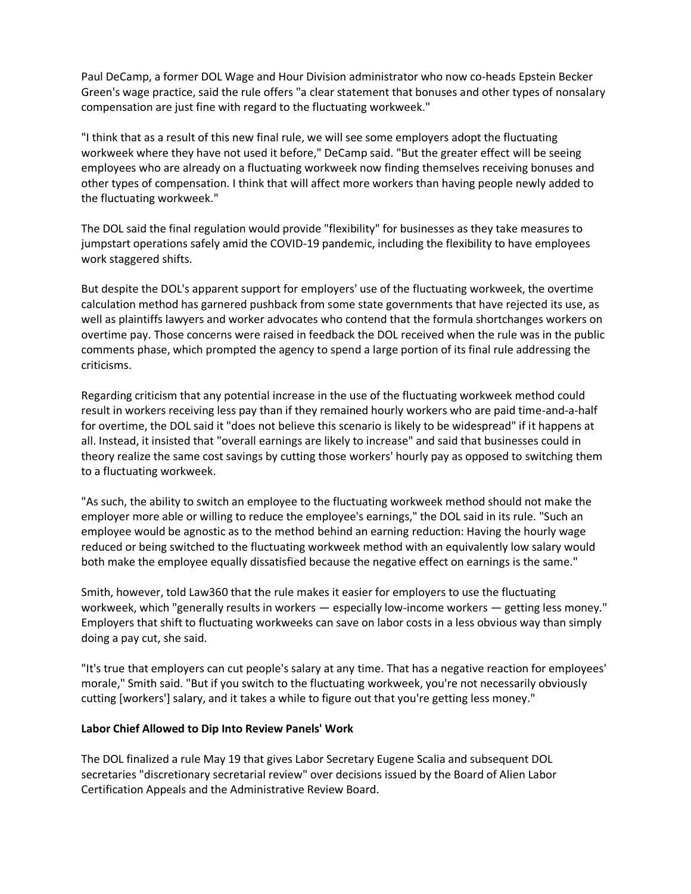Paul DeCamp, a former DOL Wage and Hour Division administrator who now co-heads Epstein Becker Green's wage practice, said the rule offers "a clear statement that bonuses and other types of nonsalary compensation are just fine with regard to the fluctuating workweek."

"I think that as a result of this new final rule, we will see some employers adopt the fluctuating workweek where they have not used it before," DeCamp said. "But the greater effect will be seeing employees who are already on a fluctuating workweek now finding themselves receiving bonuses and other types of compensation. I think that will affect more workers than having people newly added to the fluctuating workweek."

The DOL said the final regulation would provide "flexibility" for businesses as they take measures to jumpstart operations safely amid the COVID-19 pandemic, including the flexibility to have employees work staggered shifts.

But despite the DOL's apparent support for employers' use of the fluctuating workweek, the overtime calculation method has garnered pushback from some state governments that have rejected its use, as well as plaintiffs lawyers and worker advocates who contend that the formula shortchanges workers on overtime pay. Those concerns were raised in feedback the DOL received when the rule was in the public comments phase, which prompted the agency to spend a large portion of its final rule addressing the criticisms.

Regarding criticism that any potential increase in the use of the fluctuating workweek method could result in workers receiving less pay than if they remained hourly workers who are paid time-and-a-half for overtime, the DOL said it "does not believe this scenario is likely to be widespread" if it happens at all. Instead, it insisted that "overall earnings are likely to increase" and said that businesses could in theory realize the same cost savings by cutting those workers' hourly pay as opposed to switching them to a fluctuating workweek.

"As such, the ability to switch an employee to the fluctuating workweek method should not make the employer more able or willing to reduce the employee's earnings," the DOL said in its rule. "Such an employee would be agnostic as to the method behind an earning reduction: Having the hourly wage reduced or being switched to the fluctuating workweek method with an equivalently low salary would both make the employee equally dissatisfied because the negative effect on earnings is the same."

Smith, however, told Law360 that the rule makes it easier for employers to use the fluctuating workweek, which "generally results in workers — especially low-income workers — getting less money." Employers that shift to fluctuating workweeks can save on labor costs in a less obvious way than simply doing a pay cut, she said.

"It's true that employers can cut people's salary at any time. That has a negative reaction for employees' morale," Smith said. "But if you switch to the fluctuating workweek, you're not necessarily obviously cutting [workers'] salary, and it takes a while to figure out that you're getting less money."

**Labor Chief Allowed to Dip Into Review Panels' Work**

The DOL finalized a rule May 19 that gives Labor Secretary Eugene Scalia and subsequent DOL secretaries "discretionary secretarial review" over decisions issued by the Board of Alien Labor Certification Appeals and the Administrative Review Board.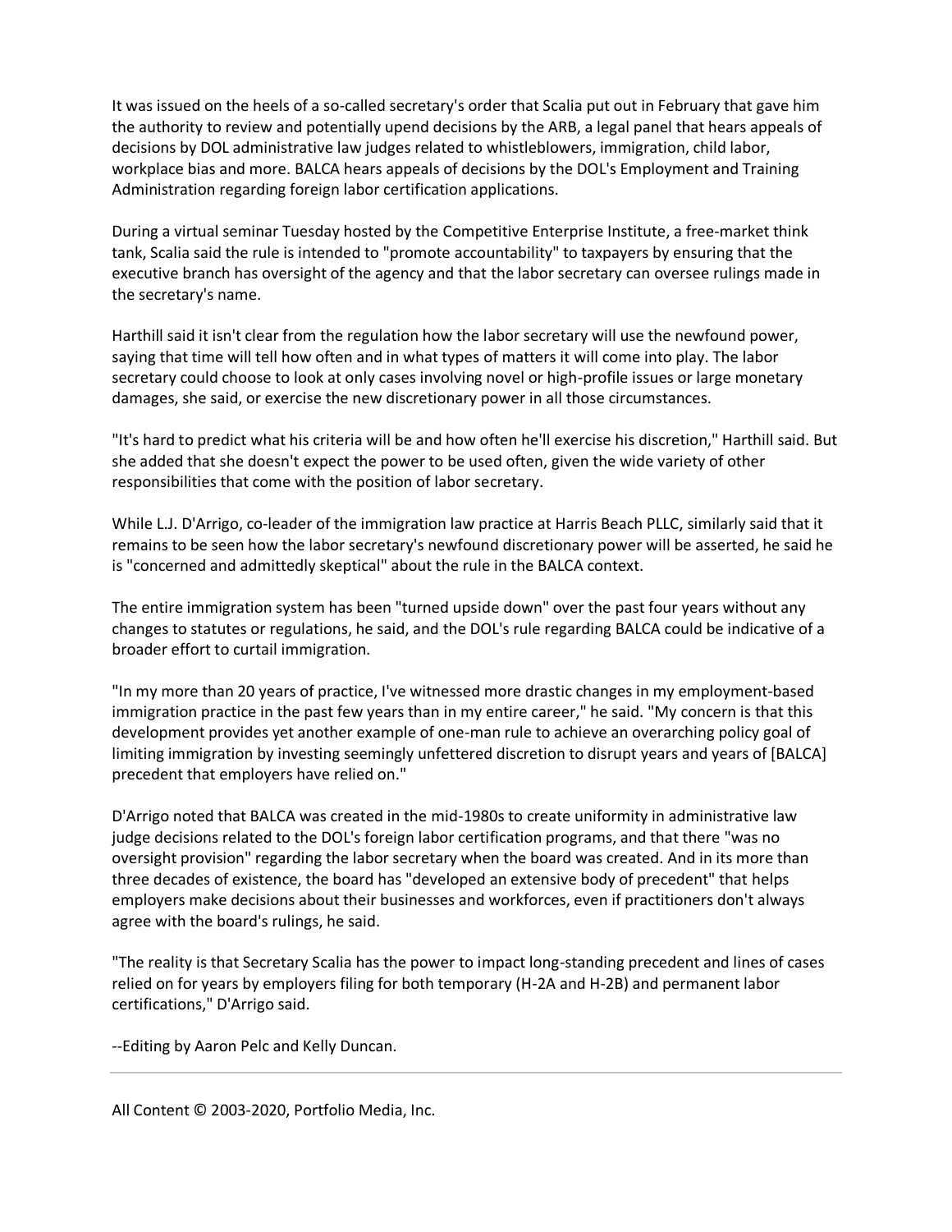It was issued on the heels of a so-called secretary's order that Scalia put out in February that gave him the authority to review and potentially upend decisions by the ARB, a legal panel that hears appeals of decisions by DOL administrative law judges related to whistleblowers, immigration, child labor, workplace bias and more. BALCA hears appeals of decisions by the DOL's Employment and Training Administration regarding foreign labor certification applications.

During a virtual seminar Tuesday hosted by the Competitive Enterprise Institute, a free-market think tank, Scalia said the rule is intended to "promote accountability" to taxpayers by ensuring that the executive branch has oversight of the agency and that the labor secretary can oversee rulings made in the secretary's name.

Harthill said it isn't clear from the regulation how the labor secretary will use the newfound power, saying that time will tell how often and in what types of matters it will come into play. The labor secretary could choose to look at only cases involving novel or high-profile issues or large monetary damages, she said, or exercise the new discretionary power in all those circumstances.

"It's hard to predict what his criteria will be and how often he'll exercise his discretion," Harthill said. But she added that she doesn't expect the power to be used often, given the wide variety of other responsibilities that come with the position of labor secretary.

While L.J. D'Arrigo, co-leader of the immigration law practice at Harris Beach PLLC, similarly said that it remains to be seen how the labor secretary's newfound discretionary power will be asserted, he said he is "concerned and admittedly skeptical" about the rule in the BALCA context.

The entire immigration system has been "turned upside down" over the past four years without any changes to statutes or regulations, he said, and the DOL's rule regarding BALCA could be indicative of a broader effort to curtail immigration.

"In my more than 20 years of practice, I've witnessed more drastic changes in my employment-based immigration practice in the past few years than in my entire career," he said. "My concern is that this development provides yet another example of one-man rule to achieve an overarching policy goal of limiting immigration by investing seemingly unfettered discretion to disrupt years and years of [BALCA] precedent that employers have relied on."

D'Arrigo noted that BALCA was created in the mid-1980s to create uniformity in administrative law judge decisions related to the DOL's foreign labor certification programs, and that there "was no oversight provision" regarding the labor secretary when the board was created. And in its more than three decades of existence, the board has "developed an extensive body of precedent" that helps employers make decisions about their businesses and workforces, even if practitioners don't always agree with the board's rulings, he said.

"The reality is that Secretary Scalia has the power to impact long-standing precedent and lines of cases relied on for years by employers filing for both temporary (H-2A and H-2B) and permanent labor certifications," D'Arrigo said.

--Editing by Aaron Pelc and Kelly Duncan.

---

All Content © 2003-2020, Portfolio Media, Inc.